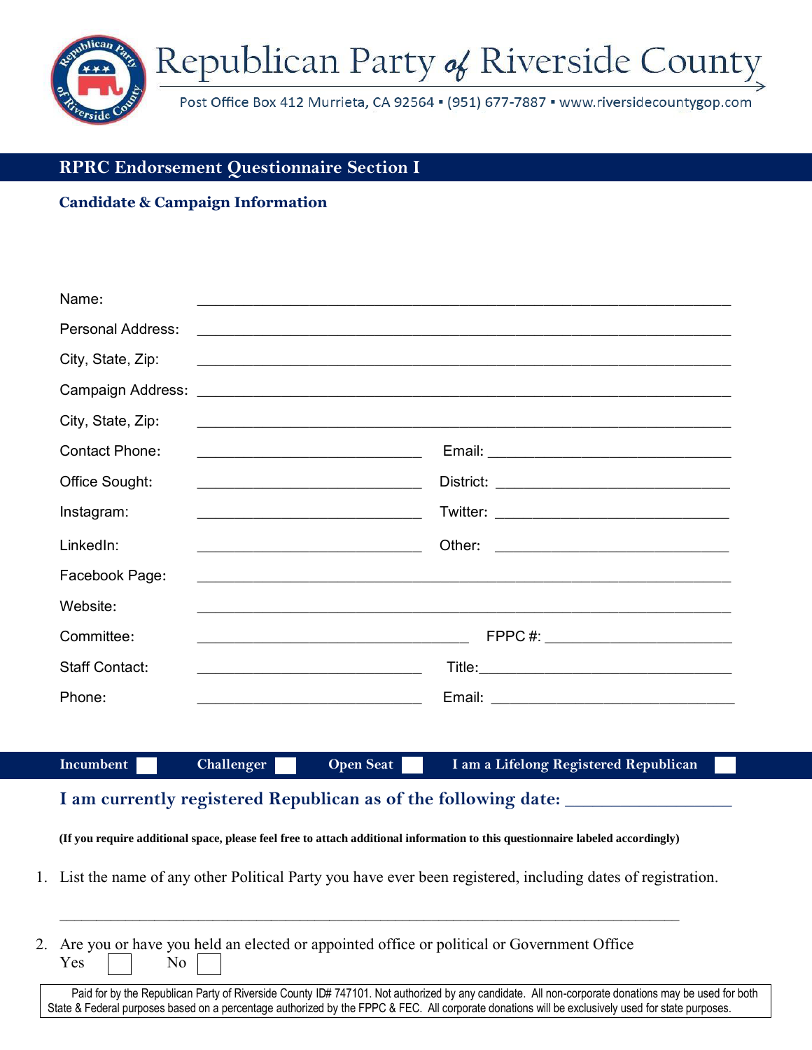# Republican Party of Riverside County

Post Office Box 412 Murrieta, CA 92564 ▪ (951) 677-7887 ▪ www.riversidecountygop.com

## RPRC Endorsement Questionnaire Section I

### Candidate & Campaign Information

Name: ______________________________________________

Personal Address: ______________________________________________

City, State, Zip: ______________________________________________

Campaign Address: ______________________________________________

City, State, Zip: ______________________________________________

Contact Phone: ____________________ Email: ____________________

Office Sought: ____________________ District: ____________________

Instagram: ____________________ Twitter: ____________________

LinkedIn: ____________________ Other: ____________________

Facebook Page: ______________________________________________

Website: ______________________________________________

Committee: ______________________ FPPC #: ____________________

Staff Contact: ____________________ Title: ____________________

Phone: ____________________ Email: ____________________

**Incumbent** ☐ **Challenger** ☐ **Open Seat** ☐ **I am a Lifelong Registered Republican** ☐

**I am currently registered Republican as of the following date: ________________**

**(If you require additional space, please feel free to attach additional information to this questionnaire labeled accordingly)**

1. List the name of any other Political Party you have ever been registered, including dates of registration.

   ______________________________________________________________________

2. Are you or have you held an elected or appointed office or political or Government Office
   Yes ☐ No ☐

Paid for by the Republican Party of Riverside County ID# 747101. Not authorized by any candidate. All non-corporate donations may be used for both State & Federal purposes based on a percentage authorized by the FPPC & FEC. All corporate donations will be exclusively used for state purposes.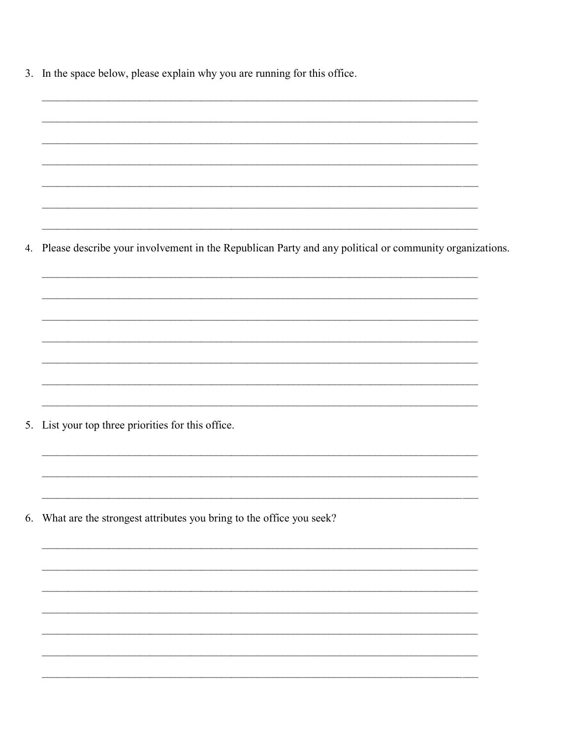3. In the space below, please explain why you are running for this office.

_______________________________________________________________________________

_______________________________________________________________________________

_______________________________________________________________________________

_______________________________________________________________________________

_______________________________________________________________________________

_______________________________________________________________________________

_______________________________________________________________________________

4. Please describe your involvement in the Republican Party and any political or community organizations.

_______________________________________________________________________________

_______________________________________________________________________________

_______________________________________________________________________________

_______________________________________________________________________________

_______________________________________________________________________________

_______________________________________________________________________________

_______________________________________________________________________________

5. List your top three priorities for this office.

_______________________________________________________________________________

_______________________________________________________________________________

_______________________________________________________________________________

6. What are the strongest attributes you bring to the office you seek?

_______________________________________________________________________________

_______________________________________________________________________________

_______________________________________________________________________________

_______________________________________________________________________________

_______________________________________________________________________________

_______________________________________________________________________________

_______________________________________________________________________________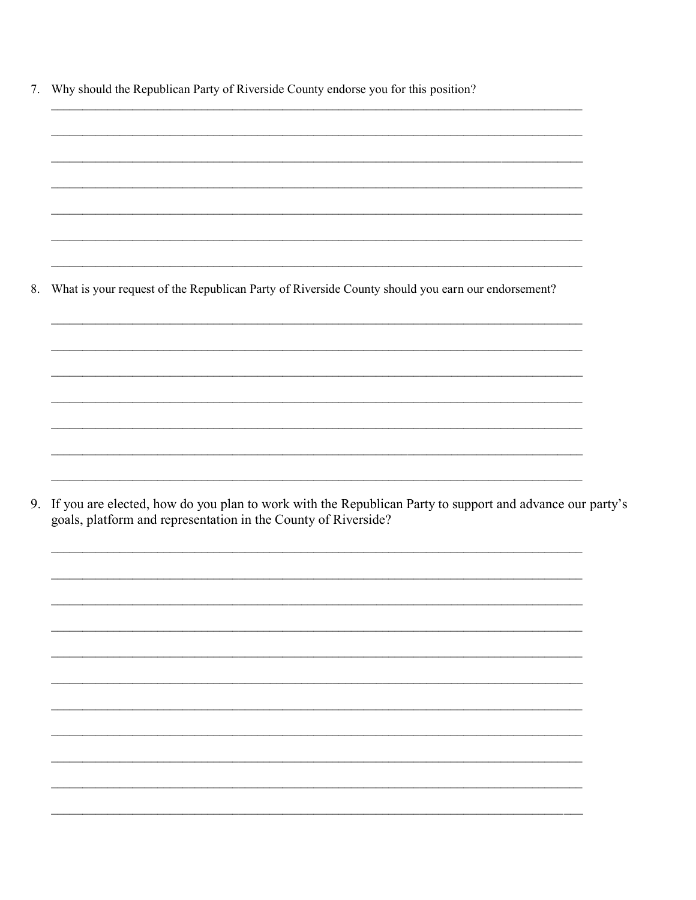7. Why should the Republican Party of Riverside County endorse you for this position?

_______________________________________________________________________________

_______________________________________________________________________________

_______________________________________________________________________________

_______________________________________________________________________________

_______________________________________________________________________________

_______________________________________________________________________________

_______________________________________________________________________________

8. What is your request of the Republican Party of Riverside County should you earn our endorsement?

_______________________________________________________________________________

_______________________________________________________________________________

_______________________________________________________________________________

_______________________________________________________________________________

_______________________________________________________________________________

_______________________________________________________________________________

_______________________________________________________________________________

9. If you are elected, how do you plan to work with the Republican Party to support and advance our party's goals, platform and representation in the County of Riverside?

_______________________________________________________________________________

_______________________________________________________________________________

_______________________________________________________________________________

_______________________________________________________________________________

_______________________________________________________________________________

_______________________________________________________________________________

_______________________________________________________________________________

_______________________________________________________________________________

_______________________________________________________________________________

_______________________________________________________________________________

_______________________________________________________________________________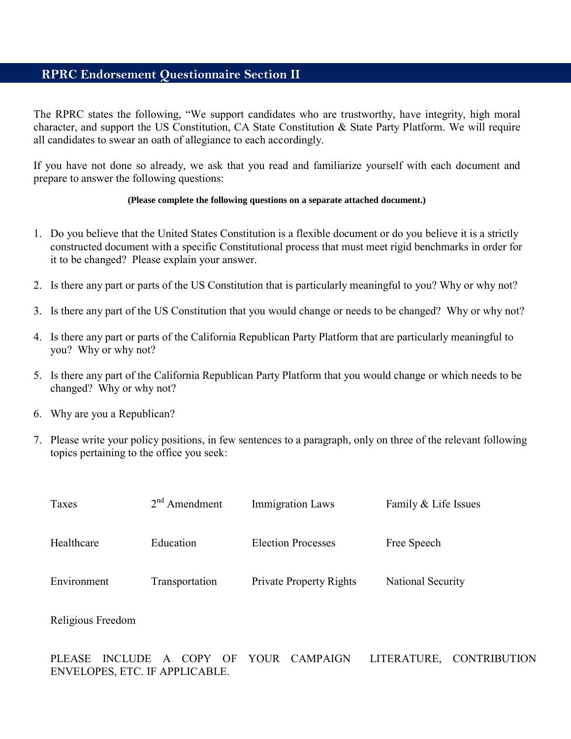## RPRC Endorsement Questionnaire Section II

The RPRC states the following, “We support candidates who are trustworthy, have integrity, high moral character, and support the US Constitution, CA State Constitution & State Party Platform. We will require all candidates to swear an oath of allegiance to each accordingly.

If you have not done so already, we ask that you read and familiarize yourself with each document and prepare to answer the following questions:

**(Please complete the following questions on a separate attached document.)**

1. Do you believe that the United States Constitution is a flexible document or do you believe it is a strictly constructed document with a specific Constitutional process that must meet rigid benchmarks in order for it to be changed? Please explain your answer.
2. Is there any part or parts of the US Constitution that is particularly meaningful to you? Why or why not?
3. Is there any part of the US Constitution that you would change or needs to be changed? Why or why not?
4. Is there any part or parts of the California Republican Party Platform that are particularly meaningful to you? Why or why not?
5. Is there any part of the California Republican Party Platform that you would change or which needs to be changed? Why or why not?
6. Why are you a Republican?
7. Please write your policy positions, in few sentences to a paragraph, only on three of the relevant following topics pertaining to the office you seek:

| | | | |
|---|---|---|---|
| Taxes | 2nd Amendment | Immigration Laws | Family & Life Issues |
| Healthcare | Education | Election Processes | Free Speech |
| Environment | Transportation | Private Property Rights | National Security |
| Religious Freedom | | | |

PLEASE INCLUDE A COPY OF YOUR CAMPAIGN LITERATURE, CONTRIBUTION ENVELOPES, ETC. IF APPLICABLE.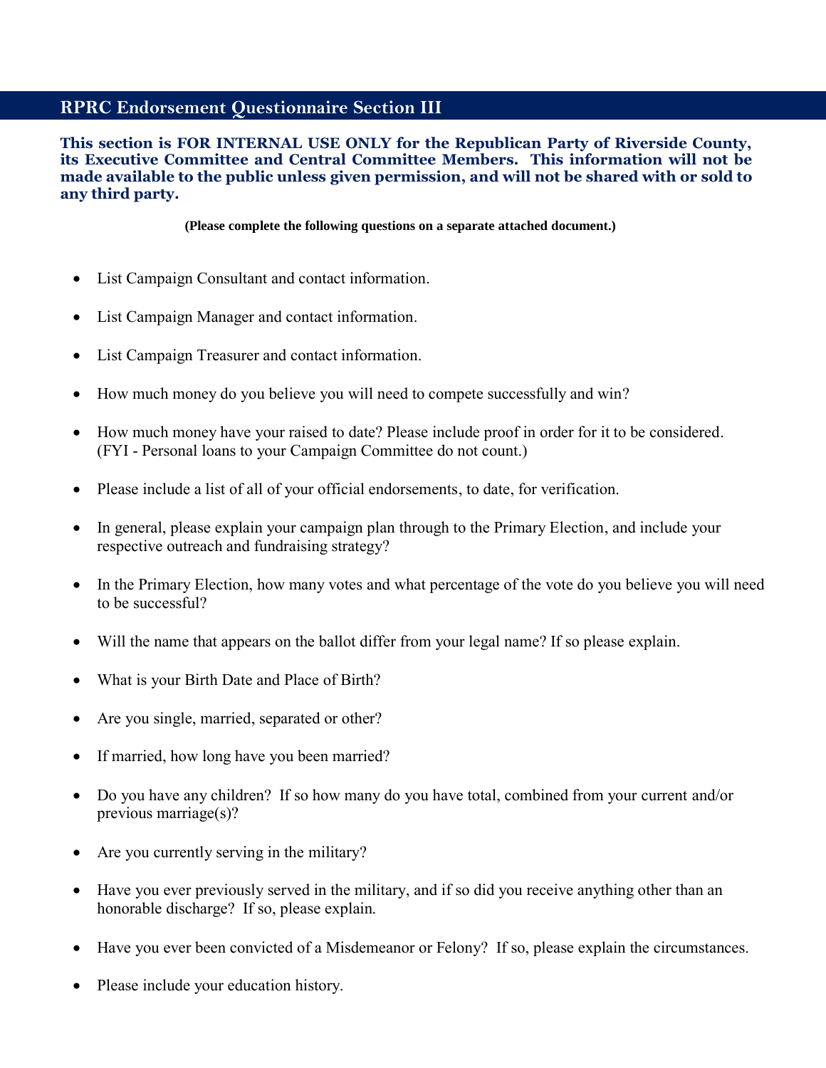## RPRC Endorsement Questionnaire Section III

**This section is FOR INTERNAL USE ONLY for the Republican Party of Riverside County, its Executive Committee and Central Committee Members. This information will not be made available to the public unless given permission, and will not be shared with or sold to any third party.**

**(Please complete the following questions on a separate attached document.)**

- List Campaign Consultant and contact information.
- List Campaign Manager and contact information.
- List Campaign Treasurer and contact information.
- How much money do you believe you will need to compete successfully and win?
- How much money have your raised to date? Please include proof in order for it to be considered. (FYI - Personal loans to your Campaign Committee do not count.)
- Please include a list of all of your official endorsements, to date, for verification.
- In general, please explain your campaign plan through to the Primary Election, and include your respective outreach and fundraising strategy?
- In the Primary Election, how many votes and what percentage of the vote do you believe you will need to be successful?
- Will the name that appears on the ballot differ from your legal name? If so please explain.
- What is your Birth Date and Place of Birth?
- Are you single, married, separated or other?
- If married, how long have you been married?
- Do you have any children? If so how many do you have total, combined from your current and/or previous marriage(s)?
- Are you currently serving in the military?
- Have you ever previously served in the military, and if so did you receive anything other than an honorable discharge? If so, please explain.
- Have you ever been convicted of a Misdemeanor or Felony? If so, please explain the circumstances.
- Please include your education history.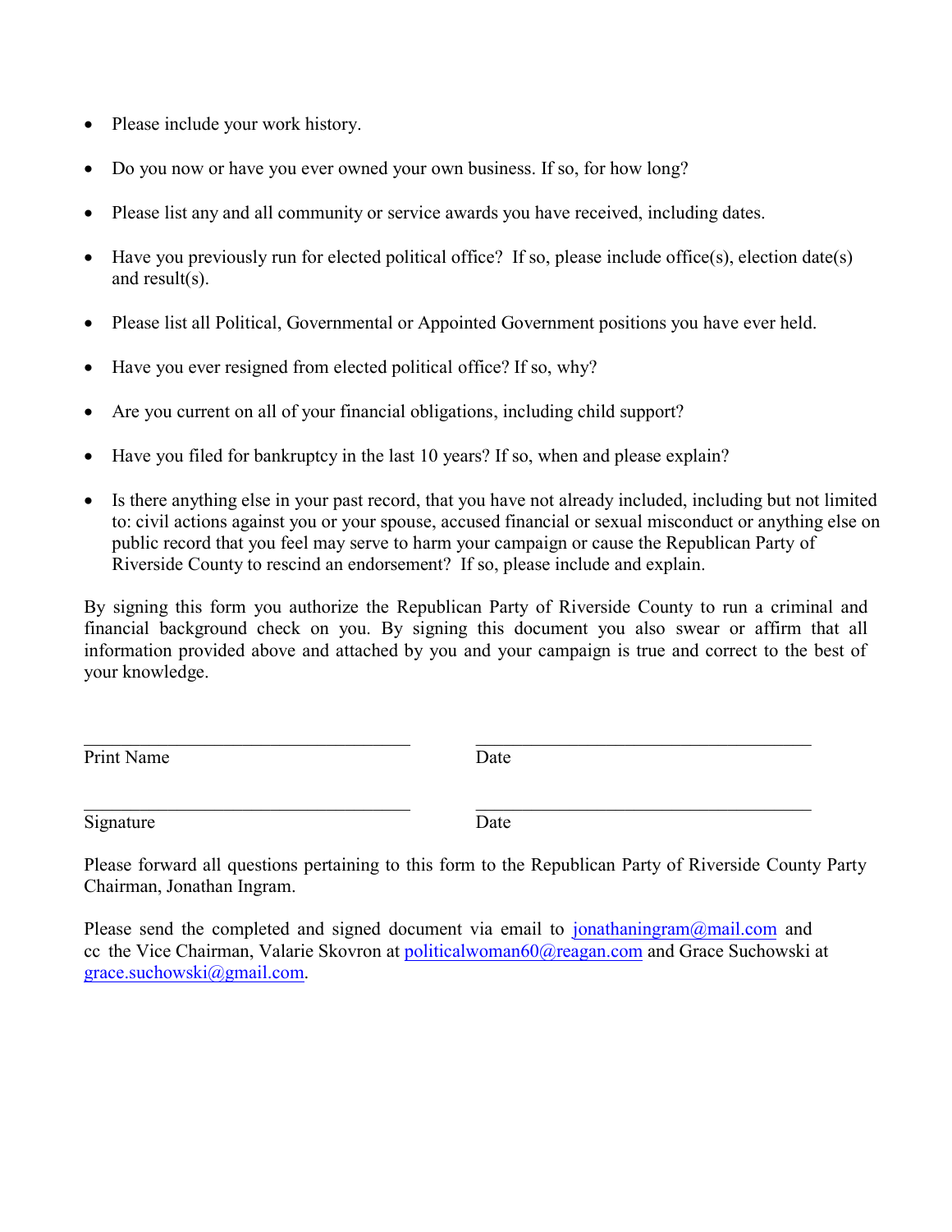- Please include your work history.
- Do you now or have you ever owned your own business. If so, for how long?
- Please list any and all community or service awards you have received, including dates.
- Have you previously run for elected political office? If so, please include office(s), election date(s) and result(s).
- Please list all Political, Governmental or Appointed Government positions you have ever held.
- Have you ever resigned from elected political office? If so, why?
- Are you current on all of your financial obligations, including child support?
- Have you filed for bankruptcy in the last 10 years? If so, when and please explain?
- Is there anything else in your past record, that you have not already included, including but not limited to: civil actions against you or your spouse, accused financial or sexual misconduct or anything else on public record that you feel may serve to harm your campaign or cause the Republican Party of Riverside County to rescind an endorsement? If so, please include and explain.

By signing this form you authorize the Republican Party of Riverside County to run a criminal and financial background check on you. By signing this document you also swear or affirm that all information provided above and attached by you and your campaign is true and correct to the best of your knowledge.

\_\_\_\_\_\_\_\_\_\_\_\_\_\_\_\_\_\_\_\_\_\_\_\_\_\_\_\_\_\_ \_\_\_\_\_\_\_\_\_\_\_\_\_\_\_\_\_\_\_\_\_\_\_\_\_\_\_\_\_\_
Print Name Date

\_\_\_\_\_\_\_\_\_\_\_\_\_\_\_\_\_\_\_\_\_\_\_\_\_\_\_\_\_\_ \_\_\_\_\_\_\_\_\_\_\_\_\_\_\_\_\_\_\_\_\_\_\_\_\_\_\_\_\_\_
Signature Date

Please forward all questions pertaining to this form to the Republican Party of Riverside County Party Chairman, Jonathan Ingram.

Please send the completed and signed document via email to jonathaningram@mail.com and cc the Vice Chairman, Valarie Skovron at politicalwoman60@reagan.com and Grace Suchowski at grace.suchowski@gmail.com.